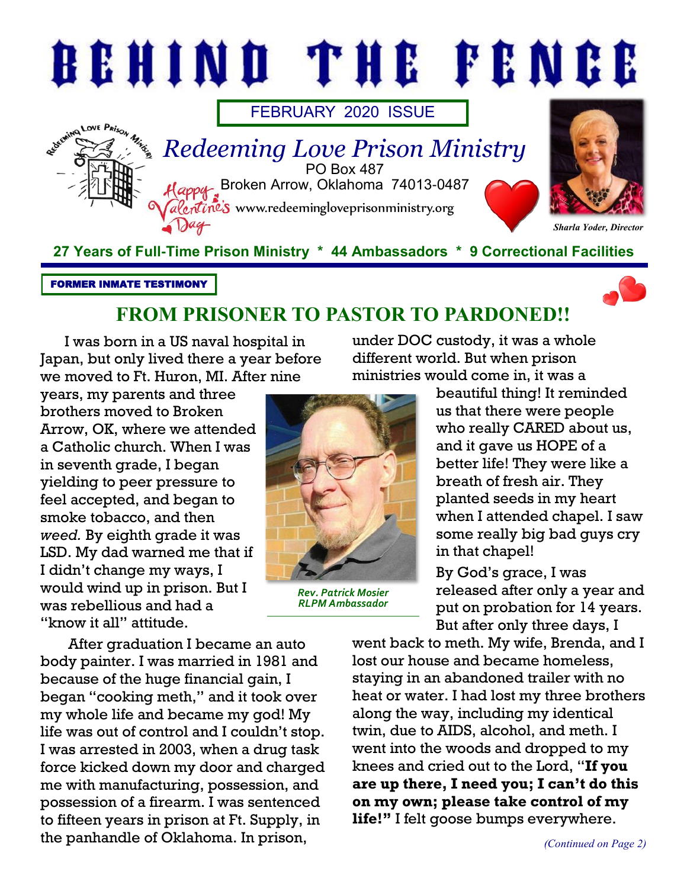# BEHIND THE FENCE

FEBRUARY 2020 ISSUE

## Redeeming Love Prison Ministry

PO Box 487
Broken Arrow, Oklahoma 74013-0487
www.redeemingloveprisonministry.org

Happy Valentine's Day

*Sharla Yoder, Director*

**27 Years of Full-Time Prison Ministry * 44 Ambassadors * 9 Correctional Facilities**

**FORMER INMATE TESTIMONY**

## FROM PRISONER TO PASTOR TO PARDONED!!

I was born in a US naval hospital in Japan, but only lived there a year before we moved to Ft. Huron, MI. After nine years, my parents and three brothers moved to Broken Arrow, OK, where we attended a Catholic church. When I was in seventh grade, I began yielding to peer pressure to feel accepted, and began to smoke tobacco, and then *weed.* By eighth grade it was LSD. My dad warned me that if I didn't change my ways, I would wind up in prison. But I was rebellious and had a "know it all" attitude.

*Rev. Patrick Mosier*
*RLPM Ambassador*

After graduation I became an auto body painter. I was married in 1981 and because of the huge financial gain, I began "cooking meth," and it took over my whole life and became my god! My life was out of control and I couldn't stop. I was arrested in 2003, when a drug task force kicked down my door and charged me with manufacturing, possession, and possession of a firearm. I was sentenced to fifteen years in prison at Ft. Supply, in the panhandle of Oklahoma. In prison, under DOC custody, it was a whole different world. But when prison ministries would come in, it was a beautiful thing! It reminded us that there were people who really CARED about us, and it gave us HOPE of a better life! They were like a breath of fresh air. They planted seeds in my heart when I attended chapel. I saw some really big bad guys cry in that chapel!

By God's grace, I was released after only a year and put on probation for 14 years. But after only three days, I went back to meth. My wife, Brenda, and I lost our house and became homeless, staying in an abandoned trailer with no heat or water. I had lost my three brothers along the way, including my identical twin, due to AIDS, alcohol, and meth. I went into the woods and dropped to my knees and cried out to the Lord, "**If you are up there, I need you; I can't do this on my own; please take control of my life!**" I felt goose bumps everywhere.

*(Continued on Page 2)*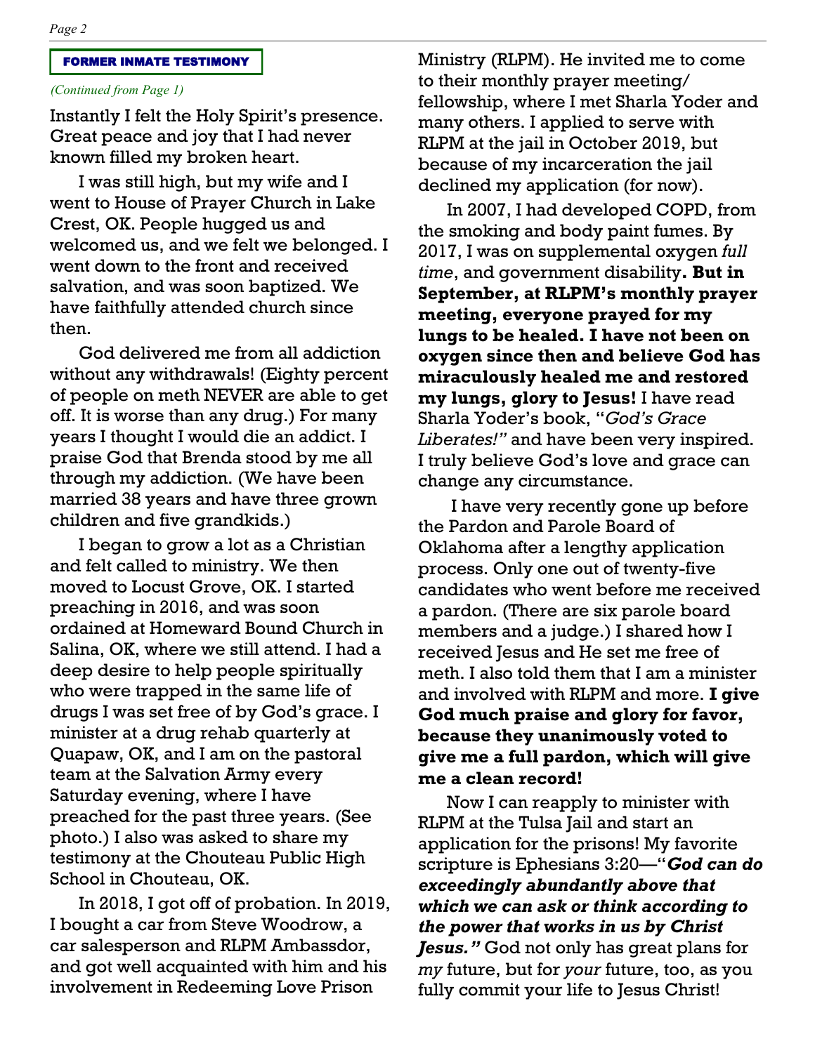**FORMER INMATE TESTIMONY**

*(Continued from Page 1)*

Instantly I felt the Holy Spirit's presence. Great peace and joy that I had never known filled my broken heart.

I was still high, but my wife and I went to House of Prayer Church in Lake Crest, OK. People hugged us and welcomed us, and we felt we belonged. I went down to the front and received salvation, and was soon baptized. We have faithfully attended church since then.

God delivered me from all addiction without any withdrawals! (Eighty percent of people on meth NEVER are able to get off. It is worse than any drug.) For many years I thought I would die an addict. I praise God that Brenda stood by me all through my addiction. (We have been married 38 years and have three grown children and five grandkids.)

I began to grow a lot as a Christian and felt called to ministry. We then moved to Locust Grove, OK. I started preaching in 2016, and was soon ordained at Homeward Bound Church in Salina, OK, where we still attend. I had a deep desire to help people spiritually who were trapped in the same life of drugs I was set free of by God's grace. I minister at a drug rehab quarterly at Quapaw, OK, and I am on the pastoral team at the Salvation Army every Saturday evening, where I have preached for the past three years. (See photo.) I also was asked to share my testimony at the Chouteau Public High School in Chouteau, OK.

In 2018, I got off of probation. In 2019, I bought a car from Steve Woodrow, a car salesperson and RLPM Ambassdor, and got well acquainted with him and his involvement in Redeeming Love Prison Ministry (RLPM). He invited me to come to their monthly prayer meeting/ fellowship, where I met Sharla Yoder and many others. I applied to serve with RLPM at the jail in October 2019, but because of my incarceration the jail declined my application (for now).

In 2007, I had developed COPD, from the smoking and body paint fumes. By 2017, I was on supplemental oxygen *full time*, and government disability**. But in September, at RLPM's monthly prayer meeting, everyone prayed for my lungs to be healed. I have not been on oxygen since then and believe God has miraculously healed me and restored my lungs, glory to Jesus!** I have read Sharla Yoder's book, "*God's Grace Liberates!"* and have been very inspired. I truly believe God's love and grace can change any circumstance.

I have very recently gone up before the Pardon and Parole Board of Oklahoma after a lengthy application process. Only one out of twenty-five candidates who went before me received a pardon. (There are six parole board members and a judge.) I shared how I received Jesus and He set me free of meth. I also told them that I am a minister and involved with RLPM and more. **I give God much praise and glory for favor, because they unanimously voted to give me a full pardon, which will give me a clean record!**

Now I can reapply to minister with RLPM at the Tulsa Jail and start an application for the prisons! My favorite scripture is Ephesians 3:20—"***God can do exceedingly abundantly above that which we can ask or think according to the power that works in us by Christ Jesus."*** God not only has great plans for *my* future, but for *your* future, too, as you fully commit your life to Jesus Christ!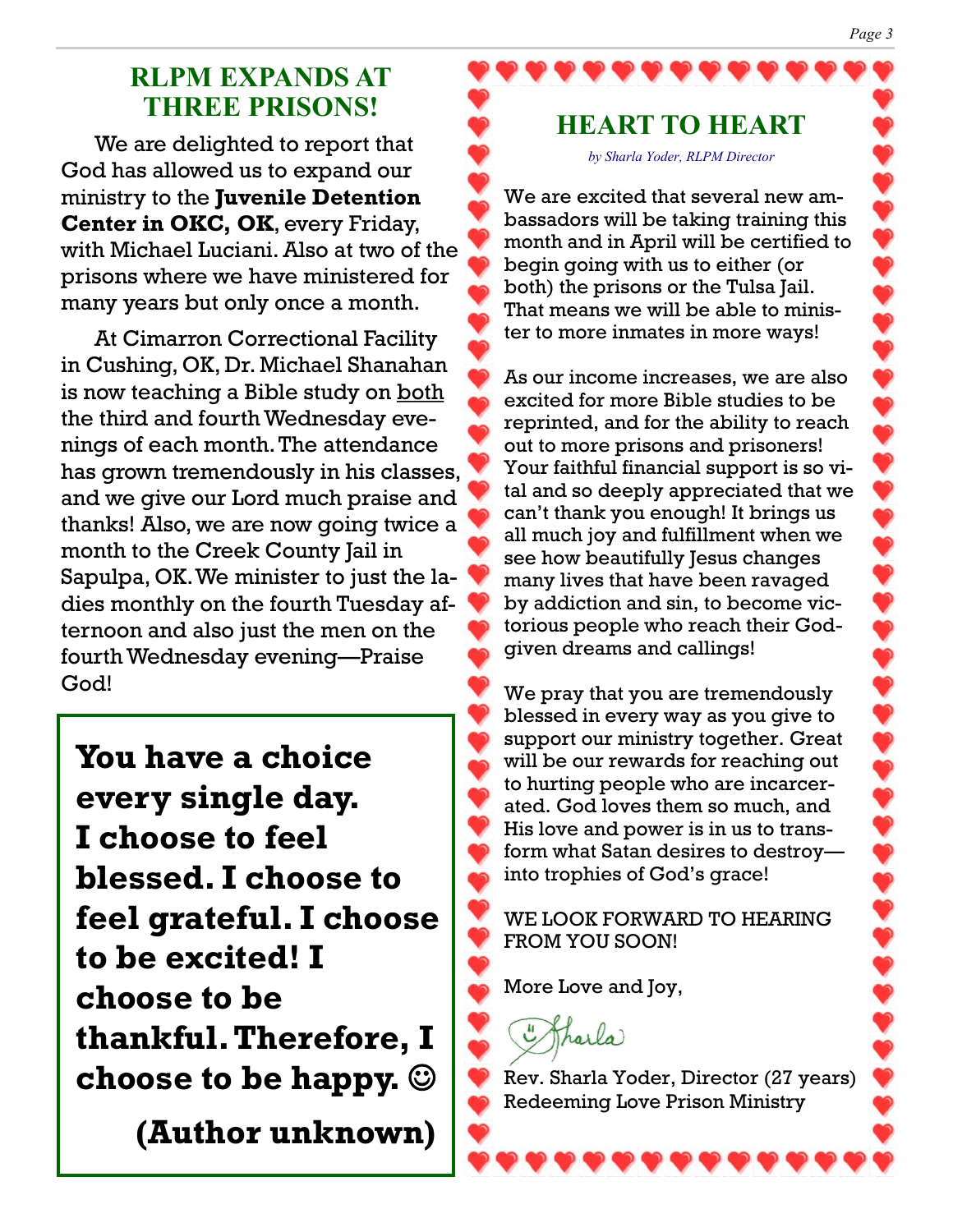## RLPM EXPANDS AT THREE PRISONS!

We are delighted to report that God has allowed us to expand our ministry to the **Juvenile Detention Center in OKC, OK**, every Friday, with Michael Luciani. Also at two of the prisons where we have ministered for many years but only once a month.

At Cimarron Correctional Facility in Cushing, OK, Dr. Michael Shanahan is now teaching a Bible study on both the third and fourth Wednesday evenings of each month. The attendance has grown tremendously in his classes, and we give our Lord much praise and thanks! Also, we are now going twice a month to the Creek County Jail in Sapulpa, OK. We minister to just the ladies monthly on the fourth Tuesday afternoon and also just the men on the fourth Wednesday evening—Praise God!

**You have a choice every single day. I choose to feel blessed. I choose to feel grateful. I choose to be excited! I choose to be thankful. Therefore, I choose to be happy. ☺**

**(Author unknown)**

## HEART TO HEART

*by Sharla Yoder, RLPM Director*

We are excited that several new ambassadors will be taking training this month and in April will be certified to begin going with us to either (or both) the prisons or the Tulsa Jail. That means we will be able to minister to more inmates in more ways!

As our income increases, we are also excited for more Bible studies to be reprinted, and for the ability to reach out to more prisons and prisoners! Your faithful financial support is so vital and so deeply appreciated that we can't thank you enough! It brings us all much joy and fulfillment when we see how beautifully Jesus changes many lives that have been ravaged by addiction and sin, to become victorious people who reach their God-given dreams and callings!

We pray that you are tremendously blessed in every way as you give to support our ministry together. Great will be our rewards for reaching out to hurting people who are incarcerated. God loves them so much, and His love and power is in us to transform what Satan desires to destroy—into trophies of God's grace!

WE LOOK FORWARD TO HEARING FROM YOU SOON!

More Love and Joy,

Sharla

Rev. Sharla Yoder, Director (27 years)
Redeeming Love Prison Ministry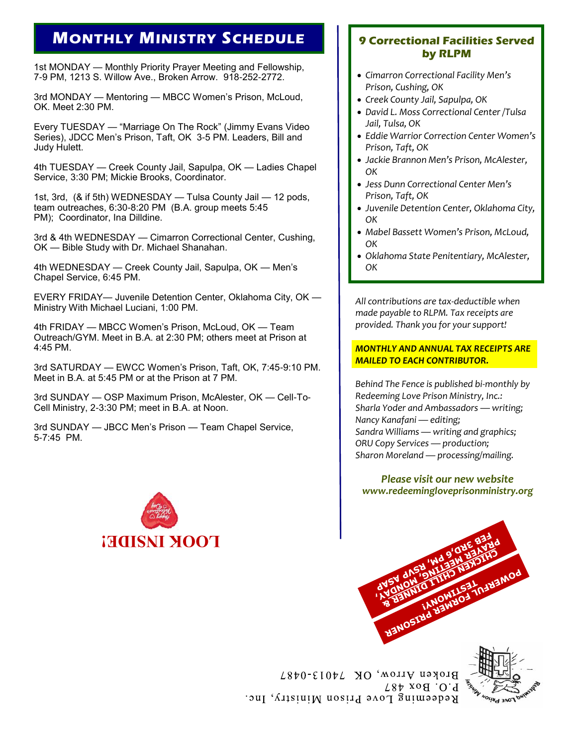## Monthly Ministry Schedule

1st MONDAY — Monthly Priority Prayer Meeting and Fellowship, 7-9 PM, 1213 S. Willow Ave., Broken Arrow. 918-252-2772.

3rd MONDAY — Mentoring — MBCC Women's Prison, McLoud, OK. Meet 2:30 PM.

Every TUESDAY — "Marriage On The Rock" (Jimmy Evans Video Series), JDCC Men's Prison, Taft, OK 3-5 PM. Leaders, Bill and Judy Hulett.

4th TUESDAY — Creek County Jail, Sapulpa, OK — Ladies Chapel Service, 3:30 PM; Mickie Brooks, Coordinator.

1st, 3rd, (& if 5th) WEDNESDAY — Tulsa County Jail — 12 pods, team outreaches, 6:30-8:20 PM (B.A. group meets 5:45 PM); Coordinator, Ina Dilldine.

3rd & 4th WEDNESDAY — Cimarron Correctional Center, Cushing, OK — Bible Study with Dr. Michael Shanahan.

4th WEDNESDAY — Creek County Jail, Sapulpa, OK — Men's Chapel Service, 6:45 PM.

EVERY FRIDAY— Juvenile Detention Center, Oklahoma City, OK — Ministry With Michael Luciani, 1:00 PM.

4th FRIDAY — MBCC Women's Prison, McLoud, OK — Team Outreach/GYM. Meet in B.A. at 2:30 PM; others meet at Prison at 4:45 PM.

3rd SATURDAY — EWCC Women's Prison, Taft, OK, 7:45-9:10 PM. Meet in B.A. at 5:45 PM or at the Prison at 7 PM.

3rd SUNDAY — OSP Maximum Prison, McAlester, OK — Cell-To-Cell Ministry, 2-3:30 PM; meet in B.A. at Noon.

3rd SUNDAY — JBCC Men's Prison — Team Chapel Service, 5-7:45 PM.

LOOK INSIDE!

### 9 Correctional Facilities Served by RLPM

- *Cimarron Correctional Facility Men's Prison, Cushing, OK*
- *Creek County Jail, Sapulpa, OK*
- *David L. Moss Correctional Center /Tulsa Jail, Tulsa, OK*
- *Eddie Warrior Correction Center Women's Prison, Taft, OK*
- *Jackie Brannon Men's Prison, McAlester, OK*
- *Jess Dunn Correctional Center Men's Prison, Taft, OK*
- *Juvenile Detention Center, Oklahoma City, OK*
- *Mabel Bassett Women's Prison, McLoud, OK*
- *Oklahoma State Penitentiary, McAlester, OK*

*All contributions are tax-deductible when made payable to RLPM. Tax receipts are provided. Thank you for your support!*

***MONTHLY AND ANNUAL TAX RECEIPTS ARE MAILED TO EACH CONTRIBUTOR.***

*Behind The Fence is published bi-monthly by Redeeming Love Prison Ministry, Inc.:*
*Sharla Yoder and Ambassadors — writing;*
*Nancy Kanafani — editing;*
*Sandra Williams — writing and graphics;*
*ORU Copy Services — production;*
*Sharon Moreland — processing/mailing.*

***Please visit our new website***
***www.redeemingloveprisonministry.org***

FEB 3RD, 6 PM, RSVP ASAP
PRAYER MEETING, MONDAY,
CHICKEN CHILI DINNER &
POWERFUL FORMER PRISONER
TESTIMONY!

Redeeming Love Prison Ministry, Inc.
P.O. Box 487
Broken Arrow, OK 74013-0487